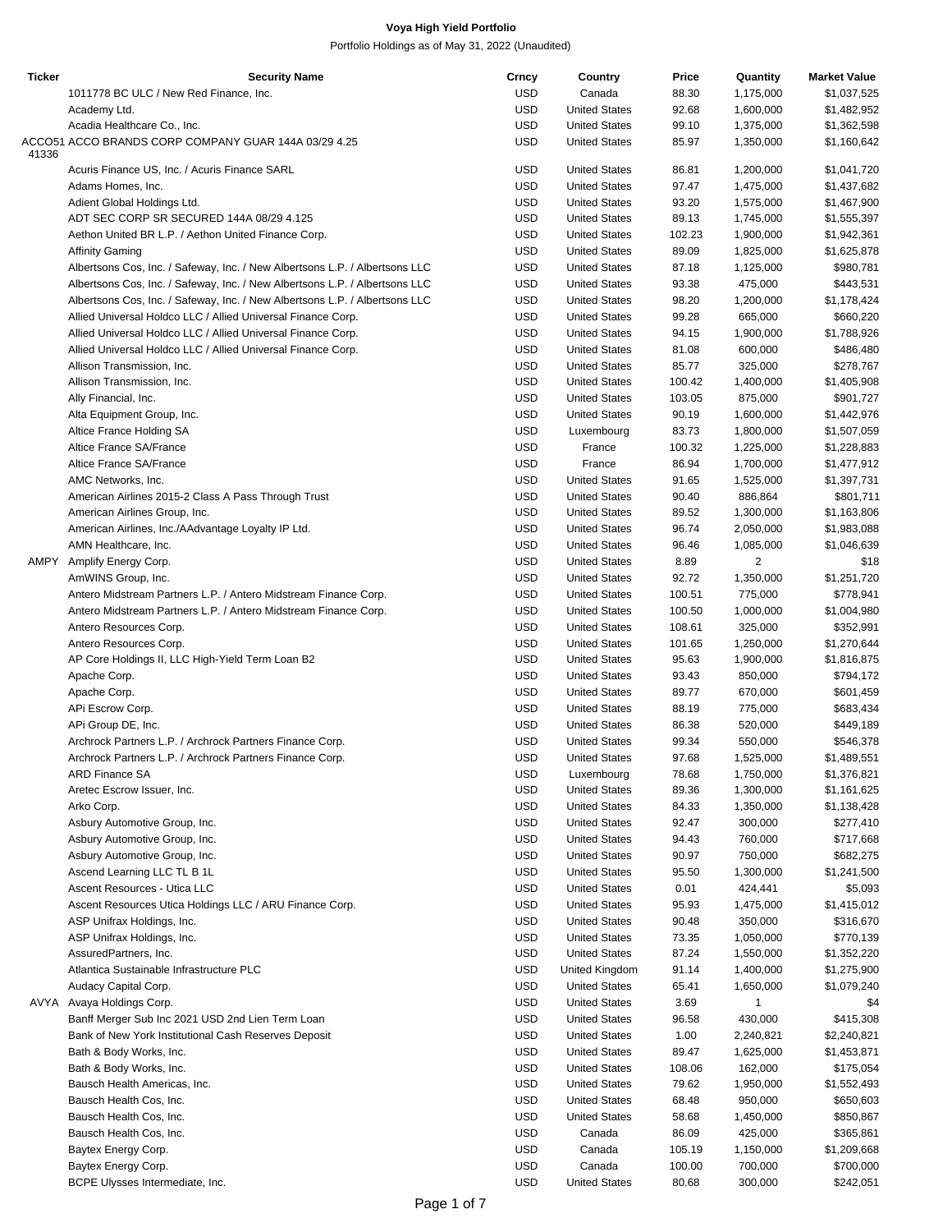# Voya High Yield Portfolio

Portfolio Holdings as of May 31, 2022 (Unaudited)

| Ticker | Security Name | Crncy | Country | Price | Quantity | Market Value |
|---|---|---|---|---|---|---|
| | 1011778 BC ULC / New Red Finance, Inc. | USD | Canada | 88.30 | 1,175,000 | $1,037,525 |
| | Academy Ltd. | USD | United States | 92.68 | 1,600,000 | $1,482,952 |
| | Acadia Healthcare Co., Inc. | USD | United States | 99.10 | 1,375,000 | $1,362,598 |
| ACCO5141336 | ACCO BRANDS CORP COMPANY GUAR 144A 03/29 4.25 | USD | United States | 85.97 | 1,350,000 | $1,160,642 |
| | Acuris Finance US, Inc. / Acuris Finance SARL | USD | United States | 86.81 | 1,200,000 | $1,041,720 |
| | Adams Homes, Inc. | USD | United States | 97.47 | 1,475,000 | $1,437,682 |
| | Adient Global Holdings Ltd. | USD | United States | 93.20 | 1,575,000 | $1,467,900 |
| | ADT SEC CORP SR SECURED 144A 08/29 4.125 | USD | United States | 89.13 | 1,745,000 | $1,555,397 |
| | Aethon United BR L.P. / Aethon United Finance Corp. | USD | United States | 102.23 | 1,900,000 | $1,942,361 |
| | Affinity Gaming | USD | United States | 89.09 | 1,825,000 | $1,625,878 |
| | Albertsons Cos, Inc. / Safeway, Inc. / New Albertsons L.P. / Albertsons LLC | USD | United States | 87.18 | 1,125,000 | $980,781 |
| | Albertsons Cos, Inc. / Safeway, Inc. / New Albertsons L.P. / Albertsons LLC | USD | United States | 93.38 | 475,000 | $443,531 |
| | Albertsons Cos, Inc. / Safeway, Inc. / New Albertsons L.P. / Albertsons LLC | USD | United States | 98.20 | 1,200,000 | $1,178,424 |
| | Allied Universal Holdco LLC / Allied Universal Finance Corp. | USD | United States | 99.28 | 665,000 | $660,220 |
| | Allied Universal Holdco LLC / Allied Universal Finance Corp. | USD | United States | 94.15 | 1,900,000 | $1,788,926 |
| | Allied Universal Holdco LLC / Allied Universal Finance Corp. | USD | United States | 81.08 | 600,000 | $486,480 |
| | Allison Transmission, Inc. | USD | United States | 85.77 | 325,000 | $278,767 |
| | Allison Transmission, Inc. | USD | United States | 100.42 | 1,400,000 | $1,405,908 |
| | Ally Financial, Inc. | USD | United States | 103.05 | 875,000 | $901,727 |
| | Alta Equipment Group, Inc. | USD | United States | 90.19 | 1,600,000 | $1,442,976 |
| | Altice France Holding SA | USD | Luxembourg | 83.73 | 1,800,000 | $1,507,059 |
| | Altice France SA/France | USD | France | 100.32 | 1,225,000 | $1,228,883 |
| | Altice France SA/France | USD | France | 86.94 | 1,700,000 | $1,477,912 |
| | AMC Networks, Inc. | USD | United States | 91.65 | 1,525,000 | $1,397,731 |
| | American Airlines 2015-2 Class A Pass Through Trust | USD | United States | 90.40 | 886,864 | $801,711 |
| | American Airlines Group, Inc. | USD | United States | 89.52 | 1,300,000 | $1,163,806 |
| | American Airlines, Inc./AAdvantage Loyalty IP Ltd. | USD | United States | 96.74 | 2,050,000 | $1,983,088 |
| | AMN Healthcare, Inc. | USD | United States | 96.46 | 1,085,000 | $1,046,639 |
| AMPY | Amplify Energy Corp. | USD | United States | 8.89 | 2 | $18 |
| | AmWINS Group, Inc. | USD | United States | 92.72 | 1,350,000 | $1,251,720 |
| | Antero Midstream Partners L.P. / Antero Midstream Finance Corp. | USD | United States | 100.51 | 775,000 | $778,941 |
| | Antero Midstream Partners L.P. / Antero Midstream Finance Corp. | USD | United States | 100.50 | 1,000,000 | $1,004,980 |
| | Antero Resources Corp. | USD | United States | 108.61 | 325,000 | $352,991 |
| | Antero Resources Corp. | USD | United States | 101.65 | 1,250,000 | $1,270,644 |
| | AP Core Holdings II, LLC High-Yield Term Loan B2 | USD | United States | 95.63 | 1,900,000 | $1,816,875 |
| | Apache Corp. | USD | United States | 93.43 | 850,000 | $794,172 |
| | Apache Corp. | USD | United States | 89.77 | 670,000 | $601,459 |
| | APi Escrow Corp. | USD | United States | 88.19 | 775,000 | $683,434 |
| | APi Group DE, Inc. | USD | United States | 86.38 | 520,000 | $449,189 |
| | Archrock Partners L.P. / Archrock Partners Finance Corp. | USD | United States | 99.34 | 550,000 | $546,378 |
| | Archrock Partners L.P. / Archrock Partners Finance Corp. | USD | United States | 97.68 | 1,525,000 | $1,489,551 |
| | ARD Finance SA | USD | Luxembourg | 78.68 | 1,750,000 | $1,376,821 |
| | Aretec Escrow Issuer, Inc. | USD | United States | 89.36 | 1,300,000 | $1,161,625 |
| | Arko Corp. | USD | United States | 84.33 | 1,350,000 | $1,138,428 |
| | Asbury Automotive Group, Inc. | USD | United States | 92.47 | 300,000 | $277,410 |
| | Asbury Automotive Group, Inc. | USD | United States | 94.43 | 760,000 | $717,668 |
| | Asbury Automotive Group, Inc. | USD | United States | 90.97 | 750,000 | $682,275 |
| | Ascend Learning LLC TL B 1L | USD | United States | 95.50 | 1,300,000 | $1,241,500 |
| | Ascent Resources - Utica LLC | USD | United States | 0.01 | 424,441 | $5,093 |
| | Ascent Resources Utica Holdings LLC / ARU Finance Corp. | USD | United States | 95.93 | 1,475,000 | $1,415,012 |
| | ASP Unifrax Holdings, Inc. | USD | United States | 90.48 | 350,000 | $316,670 |
| | ASP Unifrax Holdings, Inc. | USD | United States | 73.35 | 1,050,000 | $770,139 |
| | AssuredPartners, Inc. | USD | United States | 87.24 | 1,550,000 | $1,352,220 |
| | Atlantica Sustainable Infrastructure PLC | USD | United Kingdom | 91.14 | 1,400,000 | $1,275,900 |
| | Audacy Capital Corp. | USD | United States | 65.41 | 1,650,000 | $1,079,240 |
| AVYA | Avaya Holdings Corp. | USD | United States | 3.69 | 1 | $4 |
| | Banff Merger Sub Inc 2021 USD 2nd Lien Term Loan | USD | United States | 96.58 | 430,000 | $415,308 |
| | Bank of New York Institutional Cash Reserves Deposit | USD | United States | 1.00 | 2,240,821 | $2,240,821 |
| | Bath & Body Works, Inc. | USD | United States | 89.47 | 1,625,000 | $1,453,871 |
| | Bath & Body Works, Inc. | USD | United States | 108.06 | 162,000 | $175,054 |
| | Bausch Health Americas, Inc. | USD | United States | 79.62 | 1,950,000 | $1,552,493 |
| | Bausch Health Cos, Inc. | USD | United States | 68.48 | 950,000 | $650,603 |
| | Bausch Health Cos, Inc. | USD | United States | 58.68 | 1,450,000 | $850,867 |
| | Bausch Health Cos, Inc. | USD | Canada | 86.09 | 425,000 | $365,861 |
| | Baytex Energy Corp. | USD | Canada | 105.19 | 1,150,000 | $1,209,668 |
| | Baytex Energy Corp. | USD | Canada | 100.00 | 700,000 | $700,000 |
| | BCPE Ulysses Intermediate, Inc. | USD | United States | 80.68 | 300,000 | $242,051 |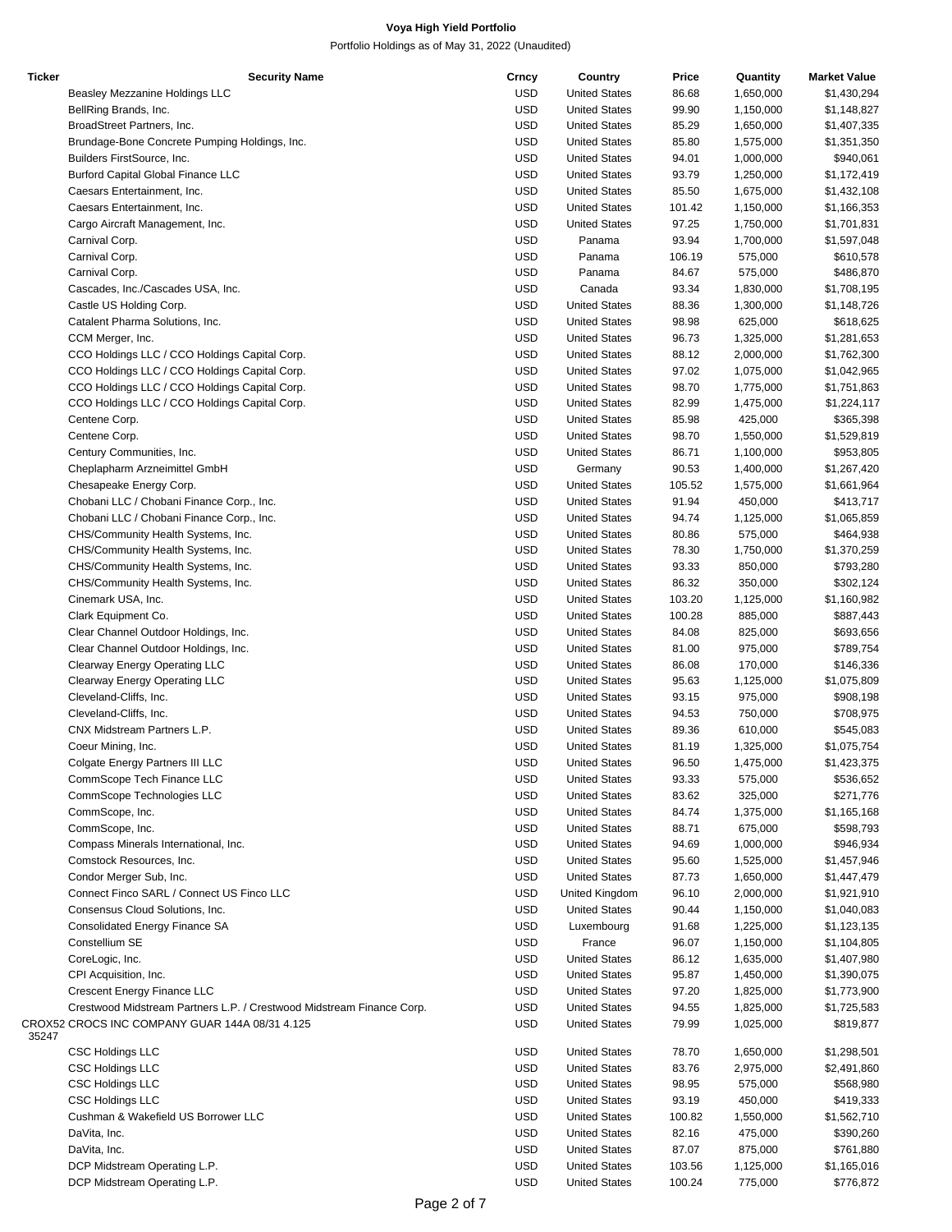**Voya High Yield Portfolio**

Portfolio Holdings as of May 31, 2022 (Unaudited)

| Ticker | Security Name | Crncy | Country | Price | Quantity | Market Value |
|---|---|---|---|---|---|---|
| | Beasley Mezzanine Holdings LLC | USD | United States | 86.68 | 1,650,000 | $1,430,294 |
| | BellRing Brands, Inc. | USD | United States | 99.90 | 1,150,000 | $1,148,827 |
| | BroadStreet Partners, Inc. | USD | United States | 85.29 | 1,650,000 | $1,407,335 |
| | Brundage-Bone Concrete Pumping Holdings, Inc. | USD | United States | 85.80 | 1,575,000 | $1,351,350 |
| | Builders FirstSource, Inc. | USD | United States | 94.01 | 1,000,000 | $940,061 |
| | Burford Capital Global Finance LLC | USD | United States | 93.79 | 1,250,000 | $1,172,419 |
| | Caesars Entertainment, Inc. | USD | United States | 85.50 | 1,675,000 | $1,432,108 |
| | Caesars Entertainment, Inc. | USD | United States | 101.42 | 1,150,000 | $1,166,353 |
| | Cargo Aircraft Management, Inc. | USD | United States | 97.25 | 1,750,000 | $1,701,831 |
| | Carnival Corp. | USD | Panama | 93.94 | 1,700,000 | $1,597,048 |
| | Carnival Corp. | USD | Panama | 106.19 | 575,000 | $610,578 |
| | Carnival Corp. | USD | Panama | 84.67 | 575,000 | $486,870 |
| | Cascades, Inc./Cascades USA, Inc. | USD | Canada | 93.34 | 1,830,000 | $1,708,195 |
| | Castle US Holding Corp. | USD | United States | 88.36 | 1,300,000 | $1,148,726 |
| | Catalent Pharma Solutions, Inc. | USD | United States | 98.98 | 625,000 | $618,625 |
| | CCM Merger, Inc. | USD | United States | 96.73 | 1,325,000 | $1,281,653 |
| | CCO Holdings LLC / CCO Holdings Capital Corp. | USD | United States | 88.12 | 2,000,000 | $1,762,300 |
| | CCO Holdings LLC / CCO Holdings Capital Corp. | USD | United States | 97.02 | 1,075,000 | $1,042,965 |
| | CCO Holdings LLC / CCO Holdings Capital Corp. | USD | United States | 98.70 | 1,775,000 | $1,751,863 |
| | CCO Holdings LLC / CCO Holdings Capital Corp. | USD | United States | 82.99 | 1,475,000 | $1,224,117 |
| | Centene Corp. | USD | United States | 85.98 | 425,000 | $365,398 |
| | Centene Corp. | USD | United States | 98.70 | 1,550,000 | $1,529,819 |
| | Century Communities, Inc. | USD | United States | 86.71 | 1,100,000 | $953,805 |
| | Cheplapharm Arzneimittel GmbH | USD | Germany | 90.53 | 1,400,000 | $1,267,420 |
| | Chesapeake Energy Corp. | USD | United States | 105.52 | 1,575,000 | $1,661,964 |
| | Chobani LLC / Chobani Finance Corp., Inc. | USD | United States | 91.94 | 450,000 | $413,717 |
| | Chobani LLC / Chobani Finance Corp., Inc. | USD | United States | 94.74 | 1,125,000 | $1,065,859 |
| | CHS/Community Health Systems, Inc. | USD | United States | 80.86 | 575,000 | $464,938 |
| | CHS/Community Health Systems, Inc. | USD | United States | 78.30 | 1,750,000 | $1,370,259 |
| | CHS/Community Health Systems, Inc. | USD | United States | 93.33 | 850,000 | $793,280 |
| | CHS/Community Health Systems, Inc. | USD | United States | 86.32 | 350,000 | $302,124 |
| | Cinemark USA, Inc. | USD | United States | 103.20 | 1,125,000 | $1,160,982 |
| | Clark Equipment Co. | USD | United States | 100.28 | 885,000 | $887,443 |
| | Clear Channel Outdoor Holdings, Inc. | USD | United States | 84.08 | 825,000 | $693,656 |
| | Clear Channel Outdoor Holdings, Inc. | USD | United States | 81.00 | 975,000 | $789,754 |
| | Clearway Energy Operating LLC | USD | United States | 86.08 | 170,000 | $146,336 |
| | Clearway Energy Operating LLC | USD | United States | 95.63 | 1,125,000 | $1,075,809 |
| | Cleveland-Cliffs, Inc. | USD | United States | 93.15 | 975,000 | $908,198 |
| | Cleveland-Cliffs, Inc. | USD | United States | 94.53 | 750,000 | $708,975 |
| | CNX Midstream Partners L.P. | USD | United States | 89.36 | 610,000 | $545,083 |
| | Coeur Mining, Inc. | USD | United States | 81.19 | 1,325,000 | $1,075,754 |
| | Colgate Energy Partners III LLC | USD | United States | 96.50 | 1,475,000 | $1,423,375 |
| | CommScope Tech Finance LLC | USD | United States | 93.33 | 575,000 | $536,652 |
| | CommScope Technologies LLC | USD | United States | 83.62 | 325,000 | $271,776 |
| | CommScope, Inc. | USD | United States | 84.74 | 1,375,000 | $1,165,168 |
| | CommScope, Inc. | USD | United States | 88.71 | 675,000 | $598,793 |
| | Compass Minerals International, Inc. | USD | United States | 94.69 | 1,000,000 | $946,934 |
| | Comstock Resources, Inc. | USD | United States | 95.60 | 1,525,000 | $1,457,946 |
| | Condor Merger Sub, Inc. | USD | United States | 87.73 | 1,650,000 | $1,447,479 |
| | Connect Finco SARL / Connect US Finco LLC | USD | United Kingdom | 96.10 | 2,000,000 | $1,921,910 |
| | Consensus Cloud Solutions, Inc. | USD | United States | 90.44 | 1,150,000 | $1,040,083 |
| | Consolidated Energy Finance SA | USD | Luxembourg | 91.68 | 1,225,000 | $1,123,135 |
| | Constellium SE | USD | France | 96.07 | 1,150,000 | $1,104,805 |
| | CoreLogic, Inc. | USD | United States | 86.12 | 1,635,000 | $1,407,980 |
| | CPI Acquisition, Inc. | USD | United States | 95.87 | 1,450,000 | $1,390,075 |
| | Crescent Energy Finance LLC | USD | United States | 97.20 | 1,825,000 | $1,773,900 |
| | Crestwood Midstream Partners L.P. / Crestwood Midstream Finance Corp. | USD | United States | 94.55 | 1,825,000 | $1,725,583 |
| CROX52 35247 | CROCS INC COMPANY GUAR 144A 08/31 4.125 | USD | United States | 79.99 | 1,025,000 | $819,877 |
| | CSC Holdings LLC | USD | United States | 78.70 | 1,650,000 | $1,298,501 |
| | CSC Holdings LLC | USD | United States | 83.76 | 2,975,000 | $2,491,860 |
| | CSC Holdings LLC | USD | United States | 98.95 | 575,000 | $568,980 |
| | CSC Holdings LLC | USD | United States | 93.19 | 450,000 | $419,333 |
| | Cushman & Wakefield US Borrower LLC | USD | United States | 100.82 | 1,550,000 | $1,562,710 |
| | DaVita, Inc. | USD | United States | 82.16 | 475,000 | $390,260 |
| | DaVita, Inc. | USD | United States | 87.07 | 875,000 | $761,880 |
| | DCP Midstream Operating L.P. | USD | United States | 103.56 | 1,125,000 | $1,165,016 |
| | DCP Midstream Operating L.P. | USD | United States | 100.24 | 775,000 | $776,872 |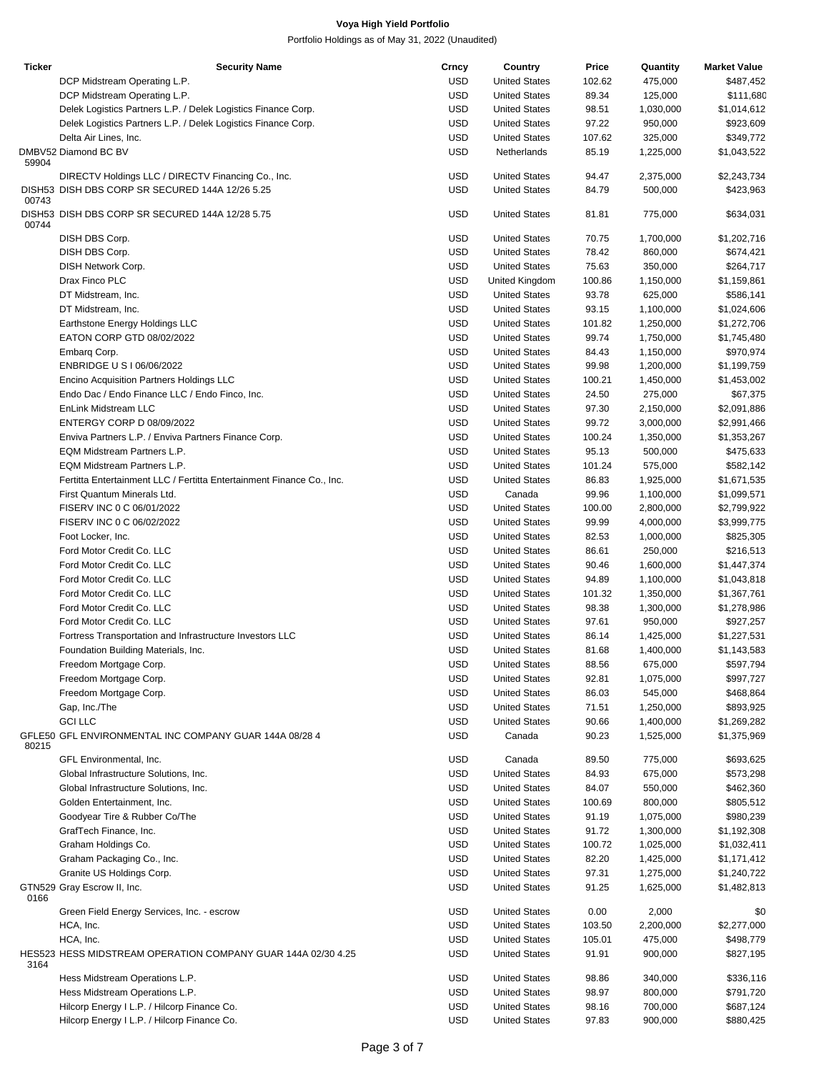**Voya High Yield Portfolio**

Portfolio Holdings as of May 31, 2022 (Unaudited)

| Ticker | Security Name | Crncy | Country | Price | Quantity | Market Value |
|---|---|---|---|---|---|---|
| | DCP Midstream Operating L.P. | USD | United States | 102.62 | 475,000 | $487,452 |
| | DCP Midstream Operating L.P. | USD | United States | 89.34 | 125,000 | $111,680 |
| | Delek Logistics Partners L.P. / Delek Logistics Finance Corp. | USD | United States | 98.51 | 1,030,000 | $1,014,612 |
| | Delek Logistics Partners L.P. / Delek Logistics Finance Corp. | USD | United States | 97.22 | 950,000 | $923,609 |
| | Delta Air Lines, Inc. | USD | United States | 107.62 | 325,000 | $349,772 |
| DMBV52 59904 | Diamond BC BV | USD | Netherlands | 85.19 | 1,225,000 | $1,043,522 |
| | DIRECTV Holdings LLC / DIRECTV Financing Co., Inc. | USD | United States | 94.47 | 2,375,000 | $2,243,734 |
| DISH53 00743 | DISH DBS CORP SR SECURED 144A 12/26 5.25 | USD | United States | 84.79 | 500,000 | $423,963 |
| DISH53 00744 | DISH DBS CORP SR SECURED 144A 12/28 5.75 | USD | United States | 81.81 | 775,000 | $634,031 |
| | DISH DBS Corp. | USD | United States | 70.75 | 1,700,000 | $1,202,716 |
| | DISH DBS Corp. | USD | United States | 78.42 | 860,000 | $674,421 |
| | DISH Network Corp. | USD | United States | 75.63 | 350,000 | $264,717 |
| | Drax Finco PLC | USD | United Kingdom | 100.86 | 1,150,000 | $1,159,861 |
| | DT Midstream, Inc. | USD | United States | 93.78 | 625,000 | $586,141 |
| | DT Midstream, Inc. | USD | United States | 93.15 | 1,100,000 | $1,024,606 |
| | Earthstone Energy Holdings LLC | USD | United States | 101.82 | 1,250,000 | $1,272,706 |
| | EATON CORP GTD 08/02/2022 | USD | United States | 99.74 | 1,750,000 | $1,745,480 |
| | Embarq Corp. | USD | United States | 84.43 | 1,150,000 | $970,974 |
| | ENBRIDGE U S I 06/06/2022 | USD | United States | 99.98 | 1,200,000 | $1,199,759 |
| | Encino Acquisition Partners Holdings LLC | USD | United States | 100.21 | 1,450,000 | $1,453,002 |
| | Endo Dac / Endo Finance LLC / Endo Finco, Inc. | USD | United States | 24.50 | 275,000 | $67,375 |
| | EnLink Midstream LLC | USD | United States | 97.30 | 2,150,000 | $2,091,886 |
| | ENTERGY CORP D 08/09/2022 | USD | United States | 99.72 | 3,000,000 | $2,991,466 |
| | Enviva Partners L.P. / Enviva Partners Finance Corp. | USD | United States | 100.24 | 1,350,000 | $1,353,267 |
| | EQM Midstream Partners L.P. | USD | United States | 95.13 | 500,000 | $475,633 |
| | EQM Midstream Partners L.P. | USD | United States | 101.24 | 575,000 | $582,142 |
| | Fertitta Entertainment LLC / Fertitta Entertainment Finance Co., Inc. | USD | United States | 86.83 | 1,925,000 | $1,671,535 |
| | First Quantum Minerals Ltd. | USD | Canada | 99.96 | 1,100,000 | $1,099,571 |
| | FISERV INC 0 C 06/01/2022 | USD | United States | 100.00 | 2,800,000 | $2,799,922 |
| | FISERV INC 0 C 06/02/2022 | USD | United States | 99.99 | 4,000,000 | $3,999,775 |
| | Foot Locker, Inc. | USD | United States | 82.53 | 1,000,000 | $825,305 |
| | Ford Motor Credit Co. LLC | USD | United States | 86.61 | 250,000 | $216,513 |
| | Ford Motor Credit Co. LLC | USD | United States | 90.46 | 1,600,000 | $1,447,374 |
| | Ford Motor Credit Co. LLC | USD | United States | 94.89 | 1,100,000 | $1,043,818 |
| | Ford Motor Credit Co. LLC | USD | United States | 101.32 | 1,350,000 | $1,367,761 |
| | Ford Motor Credit Co. LLC | USD | United States | 98.38 | 1,300,000 | $1,278,986 |
| | Ford Motor Credit Co. LLC | USD | United States | 97.61 | 950,000 | $927,257 |
| | Fortress Transportation and Infrastructure Investors LLC | USD | United States | 86.14 | 1,425,000 | $1,227,531 |
| | Foundation Building Materials, Inc. | USD | United States | 81.68 | 1,400,000 | $1,143,583 |
| | Freedom Mortgage Corp. | USD | United States | 88.56 | 675,000 | $597,794 |
| | Freedom Mortgage Corp. | USD | United States | 92.81 | 1,075,000 | $997,727 |
| | Freedom Mortgage Corp. | USD | United States | 86.03 | 545,000 | $468,864 |
| | Gap, Inc./The | USD | United States | 71.51 | 1,250,000 | $893,925 |
| | GCI LLC | USD | United States | 90.66 | 1,400,000 | $1,269,282 |
| GFLE50 80215 | GFL ENVIRONMENTAL INC COMPANY GUAR 144A 08/28 4 | USD | Canada | 90.23 | 1,525,000 | $1,375,969 |
| | GFL Environmental, Inc. | USD | Canada | 89.50 | 775,000 | $693,625 |
| | Global Infrastructure Solutions, Inc. | USD | United States | 84.93 | 675,000 | $573,298 |
| | Global Infrastructure Solutions, Inc. | USD | United States | 84.07 | 550,000 | $462,360 |
| | Golden Entertainment, Inc. | USD | United States | 100.69 | 800,000 | $805,512 |
| | Goodyear Tire & Rubber Co/The | USD | United States | 91.19 | 1,075,000 | $980,239 |
| | GrafTech Finance, Inc. | USD | United States | 91.72 | 1,300,000 | $1,192,308 |
| | Graham Holdings Co. | USD | United States | 100.72 | 1,025,000 | $1,032,411 |
| | Graham Packaging Co., Inc. | USD | United States | 82.20 | 1,425,000 | $1,171,412 |
| | Granite US Holdings Corp. | USD | United States | 97.31 | 1,275,000 | $1,240,722 |
| GTN529 0166 | Gray Escrow II, Inc. | USD | United States | 91.25 | 1,625,000 | $1,482,813 |
| | Green Field Energy Services, Inc. - escrow | USD | United States | 0.00 | 2,000 | $0 |
| | HCA, Inc. | USD | United States | 103.50 | 2,200,000 | $2,277,000 |
| | HCA, Inc. | USD | United States | 105.01 | 475,000 | $498,779 |
| HES523 3164 | HESS MIDSTREAM OPERATION COMPANY GUAR 144A 02/30 4.25 | USD | United States | 91.91 | 900,000 | $827,195 |
| | Hess Midstream Operations L.P. | USD | United States | 98.86 | 340,000 | $336,116 |
| | Hess Midstream Operations L.P. | USD | United States | 98.97 | 800,000 | $791,720 |
| | Hilcorp Energy I L.P. / Hilcorp Finance Co. | USD | United States | 98.16 | 700,000 | $687,124 |
| | Hilcorp Energy I L.P. / Hilcorp Finance Co. | USD | United States | 97.83 | 900,000 | $880,425 |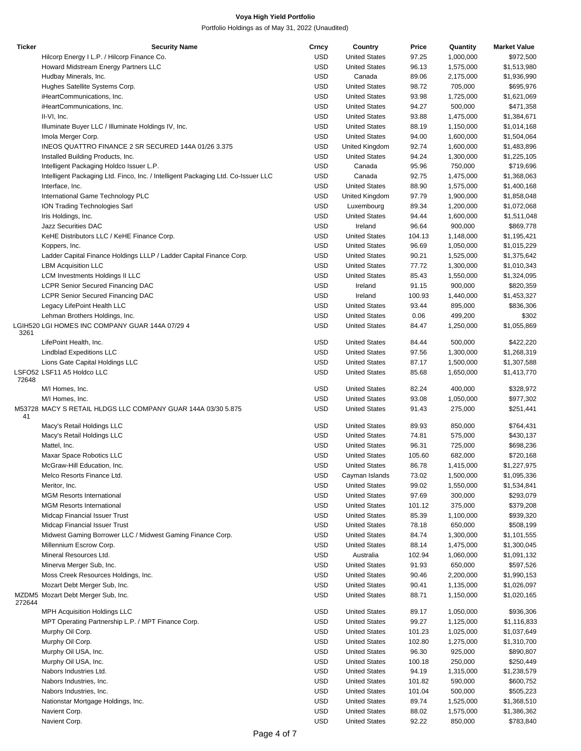**Voya High Yield Portfolio**

Portfolio Holdings as of May 31, 2022 (Unaudited)

| Ticker | Security Name | Crncy | Country | Price | Quantity | Market Value |
|---|---|---|---|---|---|---|
| | Hilcorp Energy I L.P. / Hilcorp Finance Co. | USD | United States | 97.25 | 1,000,000 | $972,500 |
| | Howard Midstream Energy Partners LLC | USD | United States | 96.13 | 1,575,000 | $1,513,980 |
| | Hudbay Minerals, Inc. | USD | Canada | 89.06 | 2,175,000 | $1,936,990 |
| | Hughes Satellite Systems Corp. | USD | United States | 98.72 | 705,000 | $695,976 |
| | iHeartCommunications, Inc. | USD | United States | 93.98 | 1,725,000 | $1,621,069 |
| | iHeartCommunications, Inc. | USD | United States | 94.27 | 500,000 | $471,358 |
| | II-VI, Inc. | USD | United States | 93.88 | 1,475,000 | $1,384,671 |
| | Illuminate Buyer LLC / Illuminate Holdings IV, Inc. | USD | United States | 88.19 | 1,150,000 | $1,014,168 |
| | Imola Merger Corp. | USD | United States | 94.00 | 1,600,000 | $1,504,064 |
| | INEOS QUATTRO FINANCE 2 SR SECURED 144A 01/26 3.375 | USD | United Kingdom | 92.74 | 1,600,000 | $1,483,896 |
| | Installed Building Products, Inc. | USD | United States | 94.24 | 1,300,000 | $1,225,105 |
| | Intelligent Packaging Holdco Issuer L.P. | USD | Canada | 95.96 | 750,000 | $719,696 |
| | Intelligent Packaging Ltd. Finco, Inc. / Intelligent Packaging Ltd. Co-Issuer LLC | USD | Canada | 92.75 | 1,475,000 | $1,368,063 |
| | Interface, Inc. | USD | United States | 88.90 | 1,575,000 | $1,400,168 |
| | International Game Technology PLC | USD | United Kingdom | 97.79 | 1,900,000 | $1,858,048 |
| | ION Trading Technologies Sarl | USD | Luxembourg | 89.34 | 1,200,000 | $1,072,068 |
| | Iris Holdings, Inc. | USD | United States | 94.44 | 1,600,000 | $1,511,048 |
| | Jazz Securities DAC | USD | Ireland | 96.64 | 900,000 | $869,778 |
| | KeHE Distributors LLC / KeHE Finance Corp. | USD | United States | 104.13 | 1,148,000 | $1,195,421 |
| | Koppers, Inc. | USD | United States | 96.69 | 1,050,000 | $1,015,229 |
| | Ladder Capital Finance Holdings LLLP / Ladder Capital Finance Corp. | USD | United States | 90.21 | 1,525,000 | $1,375,642 |
| | LBM Acquisition LLC | USD | United States | 77.72 | 1,300,000 | $1,010,343 |
| | LCM Investments Holdings II LLC | USD | United States | 85.43 | 1,550,000 | $1,324,095 |
| | LCPR Senior Secured Financing DAC | USD | Ireland | 91.15 | 900,000 | $820,359 |
| | LCPR Senior Secured Financing DAC | USD | Ireland | 100.93 | 1,440,000 | $1,453,327 |
| | Legacy LifePoint Health LLC | USD | United States | 93.44 | 895,000 | $836,306 |
| | Lehman Brothers Holdings, Inc. | USD | United States | 0.06 | 499,200 | $302 |
| LGIH5203261 | LGI HOMES INC COMPANY GUAR 144A 07/29 4 | USD | United States | 84.47 | 1,250,000 | $1,055,869 |
| | LifePoint Health, Inc. | USD | United States | 84.44 | 500,000 | $422,220 |
| | Lindblad Expeditions LLC | USD | United States | 97.56 | 1,300,000 | $1,268,319 |
| | Lions Gate Capital Holdings LLC | USD | United States | 87.17 | 1,500,000 | $1,307,588 |
| LSFO5272648 | LSF11 A5 Holdco LLC | USD | United States | 85.68 | 1,650,000 | $1,413,770 |
| | M/I Homes, Inc. | USD | United States | 82.24 | 400,000 | $328,972 |
| | M/I Homes, Inc. | USD | United States | 93.08 | 1,050,000 | $977,302 |
| M5372841 | MACY S RETAIL HLDGS LLC COMPANY GUAR 144A 03/30 5.875 | USD | United States | 91.43 | 275,000 | $251,441 |
| | Macy's Retail Holdings LLC | USD | United States | 89.93 | 850,000 | $764,431 |
| | Macy's Retail Holdings LLC | USD | United States | 74.81 | 575,000 | $430,137 |
| | Mattel, Inc. | USD | United States | 96.31 | 725,000 | $698,236 |
| | Maxar Space Robotics LLC | USD | United States | 105.60 | 682,000 | $720,168 |
| | McGraw-Hill Education, Inc. | USD | United States | 86.78 | 1,415,000 | $1,227,975 |
| | Melco Resorts Finance Ltd. | USD | Cayman Islands | 73.02 | 1,500,000 | $1,095,336 |
| | Meritor, Inc. | USD | United States | 99.02 | 1,550,000 | $1,534,841 |
| | MGM Resorts International | USD | United States | 97.69 | 300,000 | $293,079 |
| | MGM Resorts International | USD | United States | 101.12 | 375,000 | $379,208 |
| | Midcap Financial Issuer Trust | USD | United States | 85.39 | 1,100,000 | $939,320 |
| | Midcap Financial Issuer Trust | USD | United States | 78.18 | 650,000 | $508,199 |
| | Midwest Gaming Borrower LLC / Midwest Gaming Finance Corp. | USD | United States | 84.74 | 1,300,000 | $1,101,555 |
| | Millennium Escrow Corp. | USD | United States | 88.14 | 1,475,000 | $1,300,045 |
| | Mineral Resources Ltd. | USD | Australia | 102.94 | 1,060,000 | $1,091,132 |
| | Minerva Merger Sub, Inc. | USD | United States | 91.93 | 650,000 | $597,526 |
| | Moss Creek Resources Holdings, Inc. | USD | United States | 90.46 | 2,200,000 | $1,990,153 |
| | Mozart Debt Merger Sub, Inc. | USD | United States | 90.41 | 1,135,000 | $1,026,097 |
| MZDM5272644 | Mozart Debt Merger Sub, Inc. | USD | United States | 88.71 | 1,150,000 | $1,020,165 |
| | MPH Acquisition Holdings LLC | USD | United States | 89.17 | 1,050,000 | $936,306 |
| | MPT Operating Partnership L.P. / MPT Finance Corp. | USD | United States | 99.27 | 1,125,000 | $1,116,833 |
| | Murphy Oil Corp. | USD | United States | 101.23 | 1,025,000 | $1,037,649 |
| | Murphy Oil Corp. | USD | United States | 102.80 | 1,275,000 | $1,310,700 |
| | Murphy Oil USA, Inc. | USD | United States | 96.30 | 925,000 | $890,807 |
| | Murphy Oil USA, Inc. | USD | United States | 100.18 | 250,000 | $250,449 |
| | Nabors Industries Ltd. | USD | United States | 94.19 | 1,315,000 | $1,238,579 |
| | Nabors Industries, Inc. | USD | United States | 101.82 | 590,000 | $600,752 |
| | Nabors Industries, Inc. | USD | United States | 101.04 | 500,000 | $505,223 |
| | Nationstar Mortgage Holdings, Inc. | USD | United States | 89.74 | 1,525,000 | $1,368,510 |
| | Navient Corp. | USD | United States | 88.02 | 1,575,000 | $1,386,362 |
| | Navient Corp. | USD | United States | 92.22 | 850,000 | $783,840 |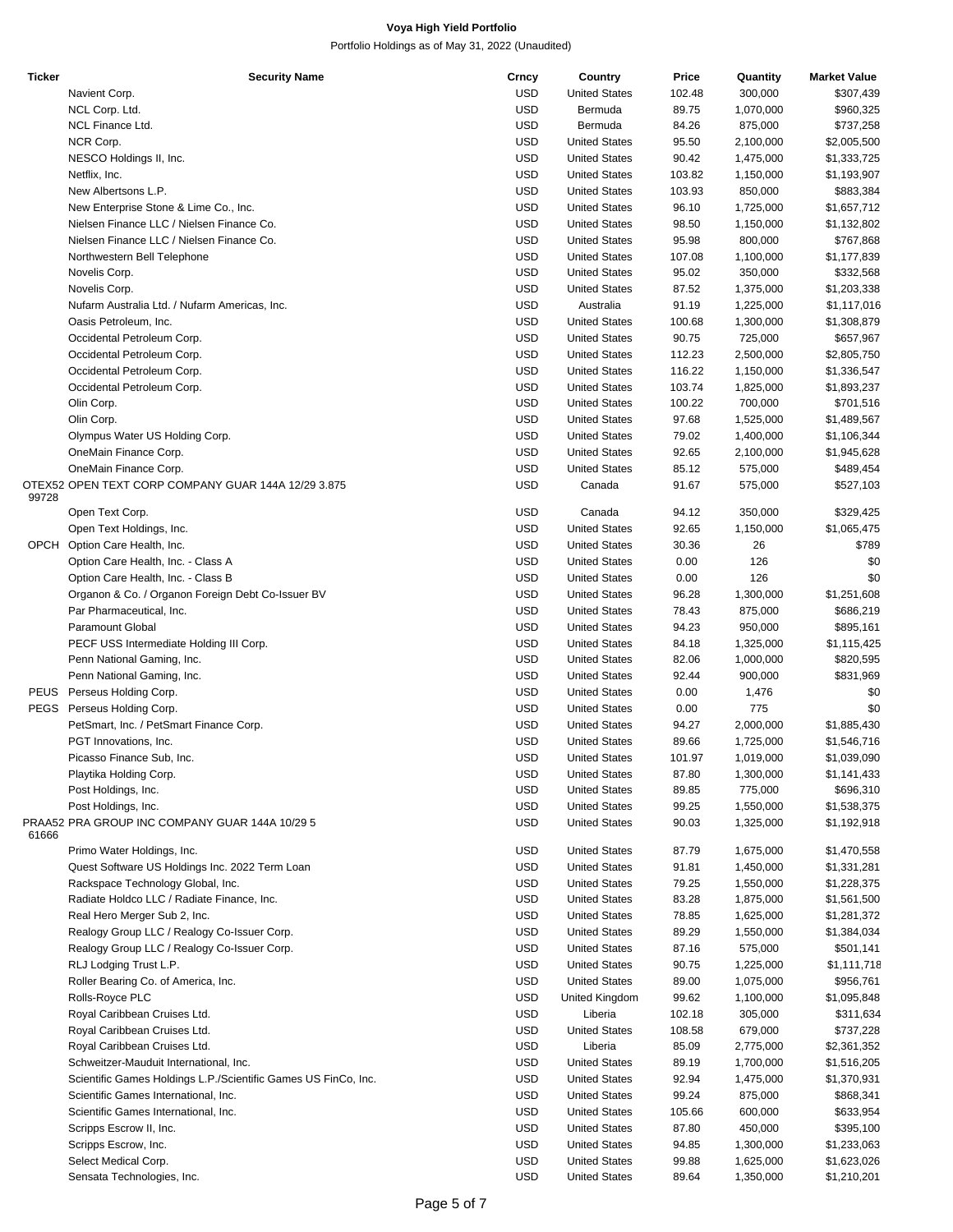**Voya High Yield Portfolio**

Portfolio Holdings as of May 31, 2022 (Unaudited)

| Ticker | Security Name | Crncy | Country | Price | Quantity | Market Value |
|---|---|---|---|---|---|---|
| | Navient Corp. | USD | United States | 102.48 | 300,000 | $307,439 |
| | NCL Corp. Ltd. | USD | Bermuda | 89.75 | 1,070,000 | $960,325 |
| | NCL Finance Ltd. | USD | Bermuda | 84.26 | 875,000 | $737,258 |
| | NCR Corp. | USD | United States | 95.50 | 2,100,000 | $2,005,500 |
| | NESCO Holdings II, Inc. | USD | United States | 90.42 | 1,475,000 | $1,333,725 |
| | Netflix, Inc. | USD | United States | 103.82 | 1,150,000 | $1,193,907 |
| | New Albertsons L.P. | USD | United States | 103.93 | 850,000 | $883,384 |
| | New Enterprise Stone & Lime Co., Inc. | USD | United States | 96.10 | 1,725,000 | $1,657,712 |
| | Nielsen Finance LLC / Nielsen Finance Co. | USD | United States | 98.50 | 1,150,000 | $1,132,802 |
| | Nielsen Finance LLC / Nielsen Finance Co. | USD | United States | 95.98 | 800,000 | $767,868 |
| | Northwestern Bell Telephone | USD | United States | 107.08 | 1,100,000 | $1,177,839 |
| | Novelis Corp. | USD | United States | 95.02 | 350,000 | $332,568 |
| | Novelis Corp. | USD | United States | 87.52 | 1,375,000 | $1,203,338 |
| | Nufarm Australia Ltd. / Nufarm Americas, Inc. | USD | Australia | 91.19 | 1,225,000 | $1,117,016 |
| | Oasis Petroleum, Inc. | USD | United States | 100.68 | 1,300,000 | $1,308,879 |
| | Occidental Petroleum Corp. | USD | United States | 90.75 | 725,000 | $657,967 |
| | Occidental Petroleum Corp. | USD | United States | 112.23 | 2,500,000 | $2,805,750 |
| | Occidental Petroleum Corp. | USD | United States | 116.22 | 1,150,000 | $1,336,547 |
| | Occidental Petroleum Corp. | USD | United States | 103.74 | 1,825,000 | $1,893,237 |
| | Olin Corp. | USD | United States | 100.22 | 700,000 | $701,516 |
| | Olin Corp. | USD | United States | 97.68 | 1,525,000 | $1,489,567 |
| | Olympus Water US Holding Corp. | USD | United States | 79.02 | 1,400,000 | $1,106,344 |
| | OneMain Finance Corp. | USD | United States | 92.65 | 2,100,000 | $1,945,628 |
| | OneMain Finance Corp. | USD | United States | 85.12 | 575,000 | $489,454 |
| OTEX52 99728 | OPEN TEXT CORP COMPANY GUAR 144A 12/29 3.875 | USD | Canada | 91.67 | 575,000 | $527,103 |
| | Open Text Corp. | USD | Canada | 94.12 | 350,000 | $329,425 |
| | Open Text Holdings, Inc. | USD | United States | 92.65 | 1,150,000 | $1,065,475 |
| OPCH | Option Care Health, Inc. | USD | United States | 30.36 | 26 | $789 |
| | Option Care Health, Inc. - Class A | USD | United States | 0.00 | 126 | $0 |
| | Option Care Health, Inc. - Class B | USD | United States | 0.00 | 126 | $0 |
| | Organon & Co. / Organon Foreign Debt Co-Issuer BV | USD | United States | 96.28 | 1,300,000 | $1,251,608 |
| | Par Pharmaceutical, Inc. | USD | United States | 78.43 | 875,000 | $686,219 |
| | Paramount Global | USD | United States | 94.23 | 950,000 | $895,161 |
| | PECF USS Intermediate Holding III Corp. | USD | United States | 84.18 | 1,325,000 | $1,115,425 |
| | Penn National Gaming, Inc. | USD | United States | 82.06 | 1,000,000 | $820,595 |
| | Penn National Gaming, Inc. | USD | United States | 92.44 | 900,000 | $831,969 |
| PEUS | Perseus Holding Corp. | USD | United States | 0.00 | 1,476 | $0 |
| PEGS | Perseus Holding Corp. | USD | United States | 0.00 | 775 | $0 |
| | PetSmart, Inc. / PetSmart Finance Corp. | USD | United States | 94.27 | 2,000,000 | $1,885,430 |
| | PGT Innovations, Inc. | USD | United States | 89.66 | 1,725,000 | $1,546,716 |
| | Picasso Finance Sub, Inc. | USD | United States | 101.97 | 1,019,000 | $1,039,090 |
| | Playtika Holding Corp. | USD | United States | 87.80 | 1,300,000 | $1,141,433 |
| | Post Holdings, Inc. | USD | United States | 89.85 | 775,000 | $696,310 |
| | Post Holdings, Inc. | USD | United States | 99.25 | 1,550,000 | $1,538,375 |
| PRAA52 61666 | PRA GROUP INC COMPANY GUAR 144A 10/29 5 | USD | United States | 90.03 | 1,325,000 | $1,192,918 |
| | Primo Water Holdings, Inc. | USD | United States | 87.79 | 1,675,000 | $1,470,558 |
| | Quest Software US Holdings Inc. 2022 Term Loan | USD | United States | 91.81 | 1,450,000 | $1,331,281 |
| | Rackspace Technology Global, Inc. | USD | United States | 79.25 | 1,550,000 | $1,228,375 |
| | Radiate Holdco LLC / Radiate Finance, Inc. | USD | United States | 83.28 | 1,875,000 | $1,561,500 |
| | Real Hero Merger Sub 2, Inc. | USD | United States | 78.85 | 1,625,000 | $1,281,372 |
| | Realogy Group LLC / Realogy Co-Issuer Corp. | USD | United States | 89.29 | 1,550,000 | $1,384,034 |
| | Realogy Group LLC / Realogy Co-Issuer Corp. | USD | United States | 87.16 | 575,000 | $501,141 |
| | RLJ Lodging Trust L.P. | USD | United States | 90.75 | 1,225,000 | $1,111,718 |
| | Roller Bearing Co. of America, Inc. | USD | United States | 89.00 | 1,075,000 | $956,761 |
| | Rolls-Royce PLC | USD | United Kingdom | 99.62 | 1,100,000 | $1,095,848 |
| | Royal Caribbean Cruises Ltd. | USD | Liberia | 102.18 | 305,000 | $311,634 |
| | Royal Caribbean Cruises Ltd. | USD | United States | 108.58 | 679,000 | $737,228 |
| | Royal Caribbean Cruises Ltd. | USD | Liberia | 85.09 | 2,775,000 | $2,361,352 |
| | Schweitzer-Mauduit International, Inc. | USD | United States | 89.19 | 1,700,000 | $1,516,205 |
| | Scientific Games Holdings L.P./Scientific Games US FinCo, Inc. | USD | United States | 92.94 | 1,475,000 | $1,370,931 |
| | Scientific Games International, Inc. | USD | United States | 99.24 | 875,000 | $868,341 |
| | Scientific Games International, Inc. | USD | United States | 105.66 | 600,000 | $633,954 |
| | Scripps Escrow II, Inc. | USD | United States | 87.80 | 450,000 | $395,100 |
| | Scripps Escrow, Inc. | USD | United States | 94.85 | 1,300,000 | $1,233,063 |
| | Select Medical Corp. | USD | United States | 99.88 | 1,625,000 | $1,623,026 |
| | Sensata Technologies, Inc. | USD | United States | 89.64 | 1,350,000 | $1,210,201 |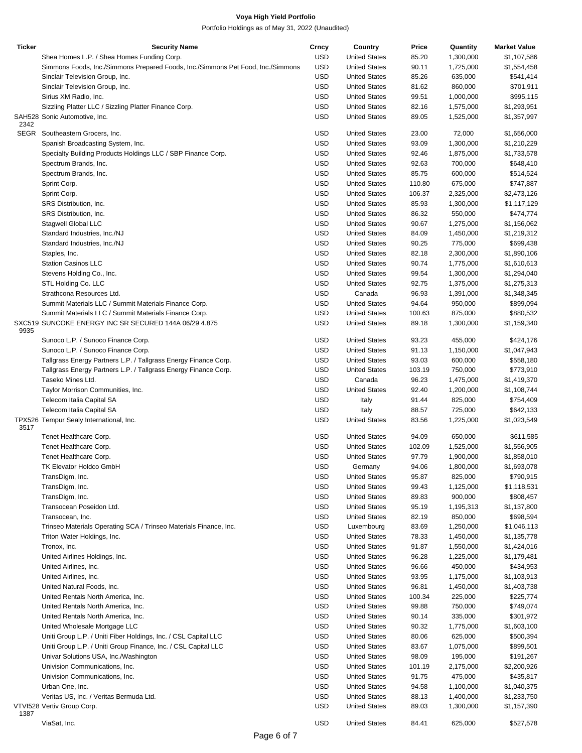# Voya High Yield Portfolio

Portfolio Holdings as of May 31, 2022 (Unaudited)

| Ticker | Security Name | Crncy | Country | Price | Quantity | Market Value |
|---|---|---|---|---|---|---|
| | Shea Homes L.P. / Shea Homes Funding Corp. | USD | United States | 85.20 | 1,300,000 | $1,107,586 |
| | Simmons Foods, Inc./Simmons Prepared Foods, Inc./Simmons Pet Food, Inc./Simmons | USD | United States | 90.11 | 1,725,000 | $1,554,458 |
| | Sinclair Television Group, Inc. | USD | United States | 85.26 | 635,000 | $541,414 |
| | Sinclair Television Group, Inc. | USD | United States | 81.62 | 860,000 | $701,911 |
| | Sirius XM Radio, Inc. | USD | United States | 99.51 | 1,000,000 | $995,115 |
| | Sizzling Platter LLC / Sizzling Platter Finance Corp. | USD | United States | 82.16 | 1,575,000 | $1,293,951 |
| SAH528 2342 | Sonic Automotive, Inc. | USD | United States | 89.05 | 1,525,000 | $1,357,997 |
| SEGR | Southeastern Grocers, Inc. | USD | United States | 23.00 | 72,000 | $1,656,000 |
| | Spanish Broadcasting System, Inc. | USD | United States | 93.09 | 1,300,000 | $1,210,229 |
| | Specialty Building Products Holdings LLC / SBP Finance Corp. | USD | United States | 92.46 | 1,875,000 | $1,733,578 |
| | Spectrum Brands, Inc. | USD | United States | 92.63 | 700,000 | $648,410 |
| | Spectrum Brands, Inc. | USD | United States | 85.75 | 600,000 | $514,524 |
| | Sprint Corp. | USD | United States | 110.80 | 675,000 | $747,887 |
| | Sprint Corp. | USD | United States | 106.37 | 2,325,000 | $2,473,126 |
| | SRS Distribution, Inc. | USD | United States | 85.93 | 1,300,000 | $1,117,129 |
| | SRS Distribution, Inc. | USD | United States | 86.32 | 550,000 | $474,774 |
| | Stagwell Global LLC | USD | United States | 90.67 | 1,275,000 | $1,156,062 |
| | Standard Industries, Inc./NJ | USD | United States | 84.09 | 1,450,000 | $1,219,312 |
| | Standard Industries, Inc./NJ | USD | United States | 90.25 | 775,000 | $699,438 |
| | Staples, Inc. | USD | United States | 82.18 | 2,300,000 | $1,890,106 |
| | Station Casinos LLC | USD | United States | 90.74 | 1,775,000 | $1,610,613 |
| | Stevens Holding Co., Inc. | USD | United States | 99.54 | 1,300,000 | $1,294,040 |
| | STL Holding Co. LLC | USD | United States | 92.75 | 1,375,000 | $1,275,313 |
| | Strathcona Resources Ltd. | USD | Canada | 96.93 | 1,391,000 | $1,348,345 |
| | Summit Materials LLC / Summit Materials Finance Corp. | USD | United States | 94.64 | 950,000 | $899,094 |
| | Summit Materials LLC / Summit Materials Finance Corp. | USD | United States | 100.63 | 875,000 | $880,532 |
| SXC519 9935 | SUNCOKE ENERGY INC SR SECURED 144A 06/29 4.875 | USD | United States | 89.18 | 1,300,000 | $1,159,340 |
| | Sunoco L.P. / Sunoco Finance Corp. | USD | United States | 93.23 | 455,000 | $424,176 |
| | Sunoco L.P. / Sunoco Finance Corp. | USD | United States | 91.13 | 1,150,000 | $1,047,943 |
| | Tallgrass Energy Partners L.P. / Tallgrass Energy Finance Corp. | USD | United States | 93.03 | 600,000 | $558,180 |
| | Tallgrass Energy Partners L.P. / Tallgrass Energy Finance Corp. | USD | United States | 103.19 | 750,000 | $773,910 |
| | Taseko Mines Ltd. | USD | Canada | 96.23 | 1,475,000 | $1,419,370 |
| | Taylor Morrison Communities, Inc. | USD | United States | 92.40 | 1,200,000 | $1,108,744 |
| | Telecom Italia Capital SA | USD | Italy | 91.44 | 825,000 | $754,409 |
| | Telecom Italia Capital SA | USD | Italy | 88.57 | 725,000 | $642,133 |
| TPX526 3517 | Tempur Sealy International, Inc. | USD | United States | 83.56 | 1,225,000 | $1,023,549 |
| | Tenet Healthcare Corp. | USD | United States | 94.09 | 650,000 | $611,585 |
| | Tenet Healthcare Corp. | USD | United States | 102.09 | 1,525,000 | $1,556,905 |
| | Tenet Healthcare Corp. | USD | United States | 97.79 | 1,900,000 | $1,858,010 |
| | TK Elevator Holdco GmbH | USD | Germany | 94.06 | 1,800,000 | $1,693,078 |
| | TransDigm, Inc. | USD | United States | 95.87 | 825,000 | $790,915 |
| | TransDigm, Inc. | USD | United States | 99.43 | 1,125,000 | $1,118,531 |
| | TransDigm, Inc. | USD | United States | 89.83 | 900,000 | $808,457 |
| | Transocean Poseidon Ltd. | USD | United States | 95.19 | 1,195,313 | $1,137,800 |
| | Transocean, Inc. | USD | United States | 82.19 | 850,000 | $698,594 |
| | Trinseo Materials Operating SCA / Trinseo Materials Finance, Inc. | USD | Luxembourg | 83.69 | 1,250,000 | $1,046,113 |
| | Triton Water Holdings, Inc. | USD | United States | 78.33 | 1,450,000 | $1,135,778 |
| | Tronox, Inc. | USD | United States | 91.87 | 1,550,000 | $1,424,016 |
| | United Airlines Holdings, Inc. | USD | United States | 96.28 | 1,225,000 | $1,179,481 |
| | United Airlines, Inc. | USD | United States | 96.66 | 450,000 | $434,953 |
| | United Airlines, Inc. | USD | United States | 93.95 | 1,175,000 | $1,103,913 |
| | United Natural Foods, Inc. | USD | United States | 96.81 | 1,450,000 | $1,403,738 |
| | United Rentals North America, Inc. | USD | United States | 100.34 | 225,000 | $225,774 |
| | United Rentals North America, Inc. | USD | United States | 99.88 | 750,000 | $749,074 |
| | United Rentals North America, Inc. | USD | United States | 90.14 | 335,000 | $301,972 |
| | United Wholesale Mortgage LLC | USD | United States | 90.32 | 1,775,000 | $1,603,100 |
| | Uniti Group L.P. / Uniti Fiber Holdings, Inc. / CSL Capital LLC | USD | United States | 80.06 | 625,000 | $500,394 |
| | Uniti Group L.P. / Uniti Group Finance, Inc. / CSL Capital LLC | USD | United States | 83.67 | 1,075,000 | $899,501 |
| | Univar Solutions USA, Inc./Washington | USD | United States | 98.09 | 195,000 | $191,267 |
| | Univision Communications, Inc. | USD | United States | 101.19 | 2,175,000 | $2,200,926 |
| | Univision Communications, Inc. | USD | United States | 91.75 | 475,000 | $435,817 |
| | Urban One, Inc. | USD | United States | 94.58 | 1,100,000 | $1,040,375 |
| | Veritas US, Inc. / Veritas Bermuda Ltd. | USD | United States | 88.13 | 1,400,000 | $1,233,750 |
| VTVI528 1387 | Vertiv Group Corp. | USD | United States | 89.03 | 1,300,000 | $1,157,390 |
| | ViaSat, Inc. | USD | United States | 84.41 | 625,000 | $527,578 |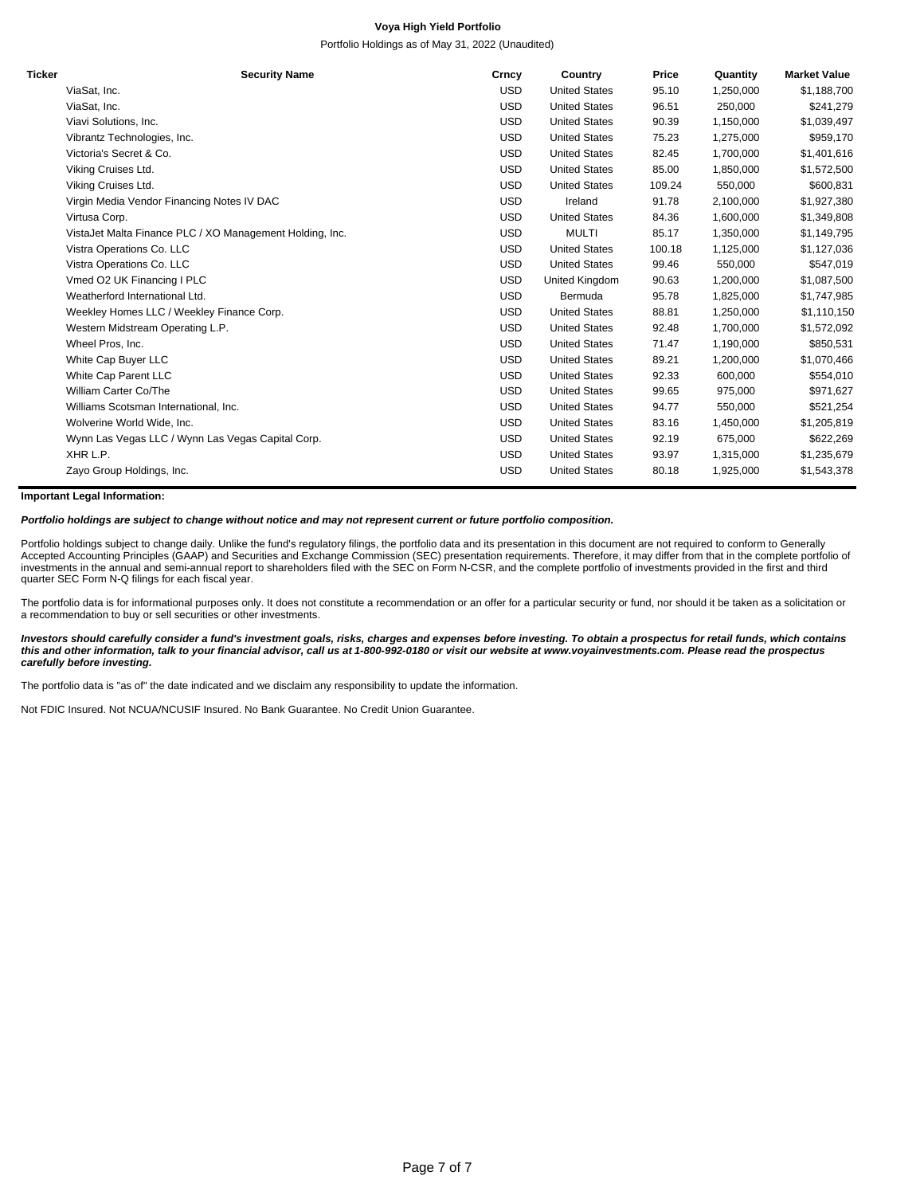**Voya High Yield Portfolio**

Portfolio Holdings as of May 31, 2022 (Unaudited)

| Ticker | Security Name | Crncy | Country | Price | Quantity | Market Value |
|---|---|---|---|---|---|---|
| | ViaSat, Inc. | USD | United States | 95.10 | 1,250,000 | $1,188,700 |
| | ViaSat, Inc. | USD | United States | 96.51 | 250,000 | $241,279 |
| | Viavi Solutions, Inc. | USD | United States | 90.39 | 1,150,000 | $1,039,497 |
| | Vibrantz Technologies, Inc. | USD | United States | 75.23 | 1,275,000 | $959,170 |
| | Victoria's Secret & Co. | USD | United States | 82.45 | 1,700,000 | $1,401,616 |
| | Viking Cruises Ltd. | USD | United States | 85.00 | 1,850,000 | $1,572,500 |
| | Viking Cruises Ltd. | USD | United States | 109.24 | 550,000 | $600,831 |
| | Virgin Media Vendor Financing Notes IV DAC | USD | Ireland | 91.78 | 2,100,000 | $1,927,380 |
| | Virtusa Corp. | USD | United States | 84.36 | 1,600,000 | $1,349,808 |
| | VistaJet Malta Finance PLC / XO Management Holding, Inc. | USD | MULTI | 85.17 | 1,350,000 | $1,149,795 |
| | Vistra Operations Co. LLC | USD | United States | 100.18 | 1,125,000 | $1,127,036 |
| | Vistra Operations Co. LLC | USD | United States | 99.46 | 550,000 | $547,019 |
| | Vmed O2 UK Financing I PLC | USD | United Kingdom | 90.63 | 1,200,000 | $1,087,500 |
| | Weatherford International Ltd. | USD | Bermuda | 95.78 | 1,825,000 | $1,747,985 |
| | Weekley Homes LLC / Weekley Finance Corp. | USD | United States | 88.81 | 1,250,000 | $1,110,150 |
| | Western Midstream Operating L.P. | USD | United States | 92.48 | 1,700,000 | $1,572,092 |
| | Wheel Pros, Inc. | USD | United States | 71.47 | 1,190,000 | $850,531 |
| | White Cap Buyer LLC | USD | United States | 89.21 | 1,200,000 | $1,070,466 |
| | White Cap Parent LLC | USD | United States | 92.33 | 600,000 | $554,010 |
| | William Carter Co/The | USD | United States | 99.65 | 975,000 | $971,627 |
| | Williams Scotsman International, Inc. | USD | United States | 94.77 | 550,000 | $521,254 |
| | Wolverine World Wide, Inc. | USD | United States | 83.16 | 1,450,000 | $1,205,819 |
| | Wynn Las Vegas LLC / Wynn Las Vegas Capital Corp. | USD | United States | 92.19 | 675,000 | $622,269 |
| | XHR L.P. | USD | United States | 93.97 | 1,315,000 | $1,235,679 |
| | Zayo Group Holdings, Inc. | USD | United States | 80.18 | 1,925,000 | $1,543,378 |

**Important Legal Information:**

***Portfolio holdings are subject to change without notice and may not represent current or future portfolio composition.***

Portfolio holdings subject to change daily. Unlike the fund's regulatory filings, the portfolio data and its presentation in this document are not required to conform to Generally Accepted Accounting Principles (GAAP) and Securities and Exchange Commission (SEC) presentation requirements. Therefore, it may differ from that in the complete portfolio of investments in the annual and semi-annual report to shareholders filed with the SEC on Form N-CSR, and the complete portfolio of investments provided in the first and third quarter SEC Form N-Q filings for each fiscal year.

The portfolio data is for informational purposes only. It does not constitute a recommendation or an offer for a particular security or fund, nor should it be taken as a solicitation or a recommendation to buy or sell securities or other investments.

***Investors should carefully consider a fund's investment goals, risks, charges and expenses before investing. To obtain a prospectus for retail funds, which contains this and other information, talk to your financial advisor, call us at 1-800-992-0180 or visit our website at www.voyainvestments.com. Please read the prospectus carefully before investing.***

The portfolio data is "as of" the date indicated and we disclaim any responsibility to update the information.

Not FDIC Insured. Not NCUA/NCUSIF Insured. No Bank Guarantee. No Credit Union Guarantee.